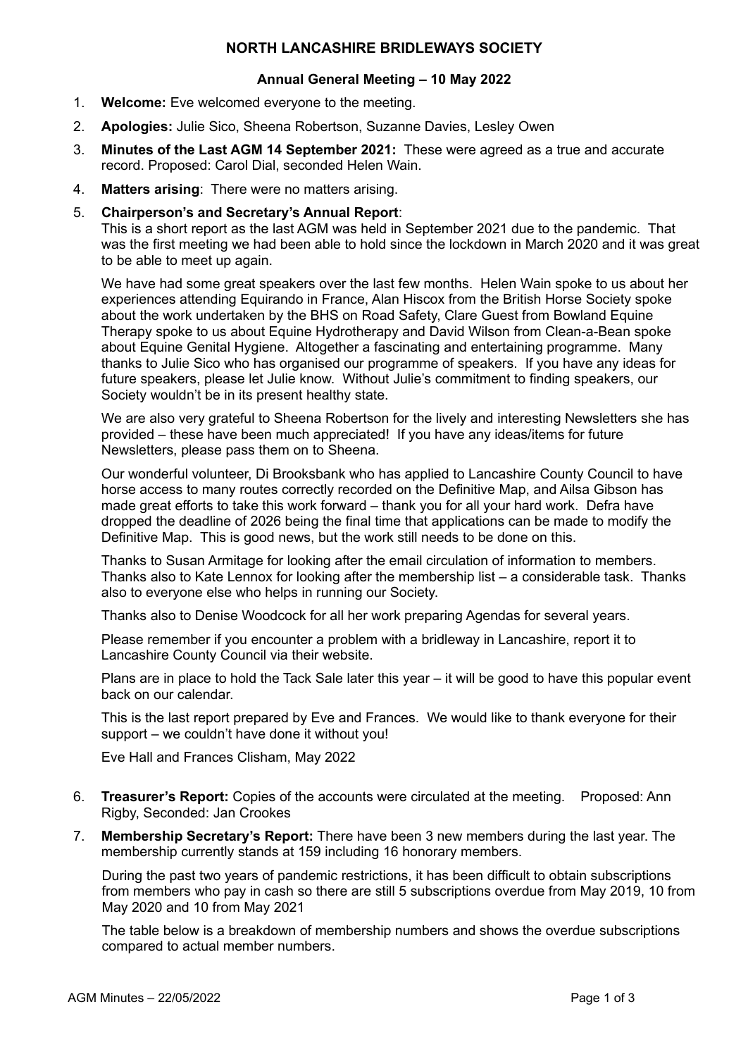# NORTH LANCASHIRE BRIDLEWAYS SOCIETY

## Annual General Meeting – 10 May 2022

1. **Welcome:** Eve welcomed everyone to the meeting.
2. **Apologies:** Julie Sico, Sheena Robertson, Suzanne Davies, Lesley Owen
3. **Minutes of the Last AGM 14 September 2021:** These were agreed as a true and accurate record. Proposed: Carol Dial, seconded Helen Wain.
4. **Matters arising**: There were no matters arising.
5. **Chairperson's and Secretary's Annual Report**:
   This is a short report as the last AGM was held in September 2021 due to the pandemic. That was the first meeting we had been able to hold since the lockdown in March 2020 and it was great to be able to meet up again.

   We have had some great speakers over the last few months. Helen Wain spoke to us about her experiences attending Equirando in France, Alan Hiscox from the British Horse Society spoke about the work undertaken by the BHS on Road Safety, Clare Guest from Bowland Equine Therapy spoke to us about Equine Hydrotherapy and David Wilson from Clean-a-Bean spoke about Equine Genital Hygiene. Altogether a fascinating and entertaining programme. Many thanks to Julie Sico who has organised our programme of speakers. If you have any ideas for future speakers, please let Julie know. Without Julie's commitment to finding speakers, our Society wouldn't be in its present healthy state.

   We are also very grateful to Sheena Robertson for the lively and interesting Newsletters she has provided – these have been much appreciated! If you have any ideas/items for future Newsletters, please pass them on to Sheena.

   Our wonderful volunteer, Di Brooksbank who has applied to Lancashire County Council to have horse access to many routes correctly recorded on the Definitive Map, and Ailsa Gibson has made great efforts to take this work forward – thank you for all your hard work. Defra have dropped the deadline of 2026 being the final time that applications can be made to modify the Definitive Map. This is good news, but the work still needs to be done on this.

   Thanks to Susan Armitage for looking after the email circulation of information to members. Thanks also to Kate Lennox for looking after the membership list – a considerable task. Thanks also to everyone else who helps in running our Society.

   Thanks also to Denise Woodcock for all her work preparing Agendas for several years.

   Please remember if you encounter a problem with a bridleway in Lancashire, report it to Lancashire County Council via their website.

   Plans are in place to hold the Tack Sale later this year – it will be good to have this popular event back on our calendar.

   This is the last report prepared by Eve and Frances. We would like to thank everyone for their support – we couldn't have done it without you!

   Eve Hall and Frances Clisham, May 2022

6. **Treasurer's Report:** Copies of the accounts were circulated at the meeting. Proposed: Ann Rigby, Seconded: Jan Crookes
7. **Membership Secretary's Report:** There have been 3 new members during the last year. The membership currently stands at 159 including 16 honorary members.

   During the past two years of pandemic restrictions, it has been difficult to obtain subscriptions from members who pay in cash so there are still 5 subscriptions overdue from May 2019, 10 from May 2020 and 10 from May 2021

   The table below is a breakdown of membership numbers and shows the overdue subscriptions compared to actual member numbers.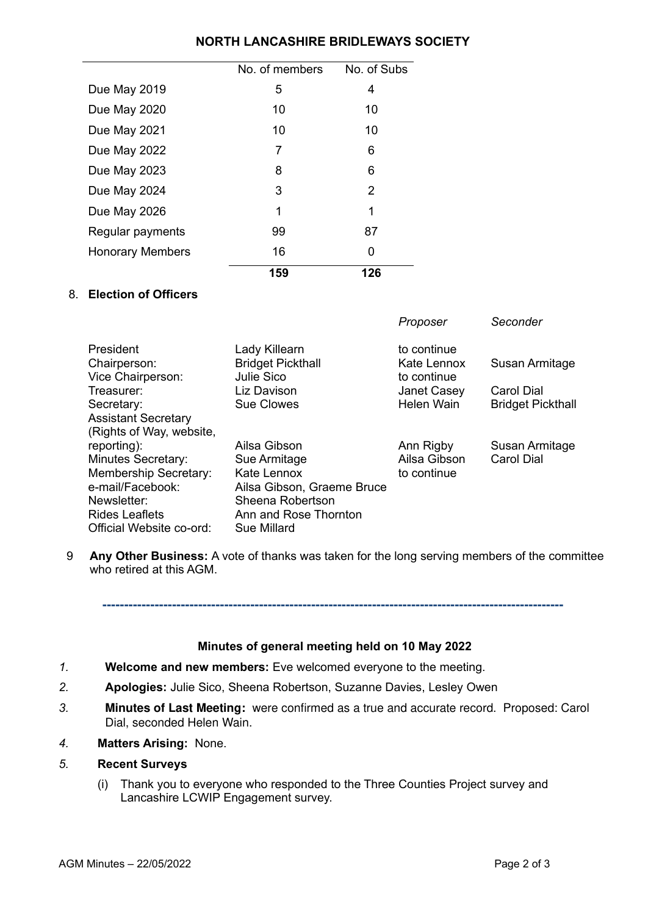## NORTH LANCASHIRE BRIDLEWAYS SOCIETY

| | No. of members | No. of Subs |
|---|---|---|
| Due May 2019 | 5 | 4 |
| Due May 2020 | 10 | 10 |
| Due May 2021 | 10 | 10 |
| Due May 2022 | 7 | 6 |
| Due May 2023 | 8 | 6 |
| Due May 2024 | 3 | 2 |
| Due May 2026 | 1 | 1 |
| Regular payments | 99 | 87 |
| Honorary Members | 16 | 0 |
| | **159** | **126** |

8. **Election of Officers**

| | | *Proposer* | *Seconder* |
|---|---|---|---|
| President | Lady Killearn | to continue | |
| Chairperson: | Bridget Pickthall | Kate Lennox | Susan Armitage |
| Vice Chairperson: | Julie Sico | to continue | |
| Treasurer: | Liz Davison | Janet Casey | Carol Dial |
| Secretary: | Sue Clowes | Helen Wain | Bridget Pickthall |
| Assistant Secretary (Rights of Way, website, reporting): | Ailsa Gibson | Ann Rigby | Susan Armitage |
| Minutes Secretary: | Sue Armitage | Ailsa Gibson | Carol Dial |
| Membership Secretary: | Kate Lennox | to continue | |
| e-mail/Facebook: | Ailsa Gibson, Graeme Bruce | | |
| Newsletter: | Sheena Robertson | | |
| Rides Leaflets | Ann and Rose Thornton | | |
| Official Website co-ord: | Sue Millard | | |

9 **Any Other Business:** A vote of thanks was taken for the long serving members of the committee who retired at this AGM.

---

### Minutes of general meeting held on 10 May 2022

*1.* **Welcome and new members:** Eve welcomed everyone to the meeting.

*2.* **Apologies:** Julie Sico, Sheena Robertson, Suzanne Davies, Lesley Owen

*3.* **Minutes of Last Meeting:** were confirmed as a true and accurate record. Proposed: Carol Dial, seconded Helen Wain.

*4.* **Matters Arising:** None.

*5.* **Recent Surveys**

(i) Thank you to everyone who responded to the Three Counties Project survey and Lancashire LCWIP Engagement survey.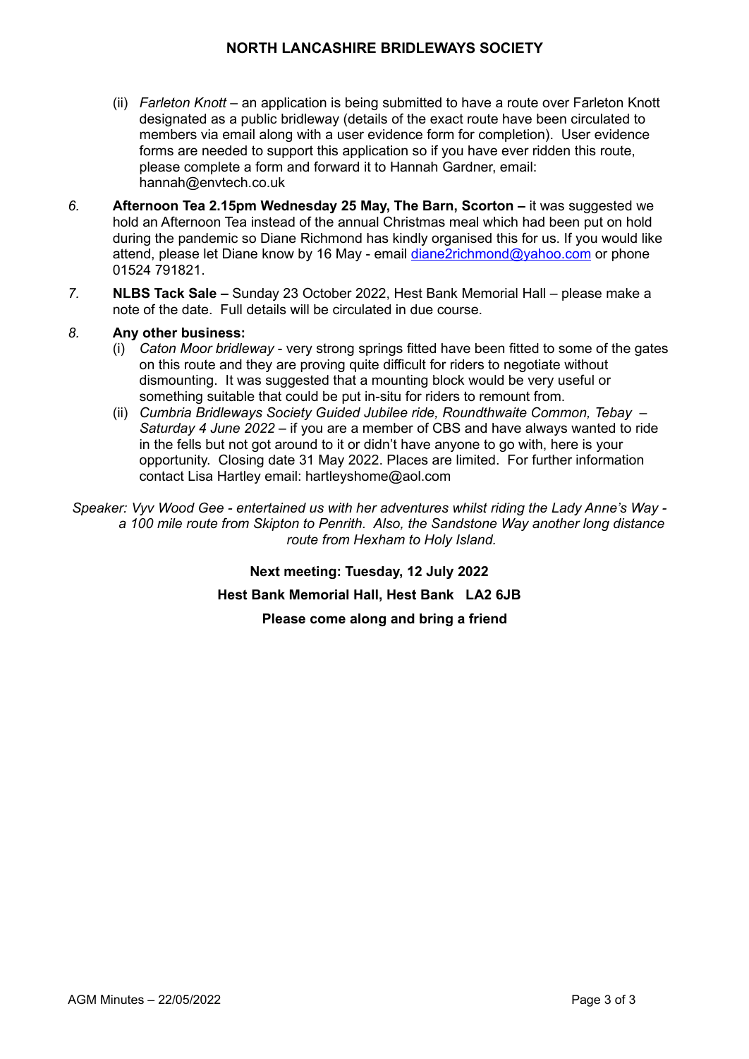(ii) *Farleton Knott* – an application is being submitted to have a route over Farleton Knott designated as a public bridleway (details of the exact route have been circulated to members via email along with a user evidence form for completion). User evidence forms are needed to support this application so if you have ever ridden this route, please complete a form and forward it to Hannah Gardner, email: hannah@envtech.co.uk

*6.* **Afternoon Tea 2.15pm Wednesday 25 May, The Barn, Scorton –** it was suggested we hold an Afternoon Tea instead of the annual Christmas meal which had been put on hold during the pandemic so Diane Richmond has kindly organised this for us. If you would like attend, please let Diane know by 16 May - email diane2richmond@yahoo.com or phone 01524 791821.

*7.* **NLBS Tack Sale –** Sunday 23 October 2022, Hest Bank Memorial Hall – please make a note of the date. Full details will be circulated in due course.

*8.* **Any other business:**

(i) *Caton Moor bridleway* - very strong springs fitted have been fitted to some of the gates on this route and they are proving quite difficult for riders to negotiate without dismounting. It was suggested that a mounting block would be very useful or something suitable that could be put in-situ for riders to remount from.

(ii) *Cumbria Bridleways Society Guided Jubilee ride, Roundthwaite Common, Tebay – Saturday 4 June 2022* – if you are a member of CBS and have always wanted to ride in the fells but not got around to it or didn't have anyone to go with, here is your opportunity. Closing date 31 May 2022. Places are limited. For further information contact Lisa Hartley email: hartleyshome@aol.com

*Speaker: Vyv Wood Gee - entertained us with her adventures whilst riding the Lady Anne's Way - a 100 mile route from Skipton to Penrith. Also, the Sandstone Way another long distance route from Hexham to Holy Island.*

**Next meeting: Tuesday, 12 July 2022**

**Hest Bank Memorial Hall, Hest Bank LA2 6JB**

**Please come along and bring a friend**